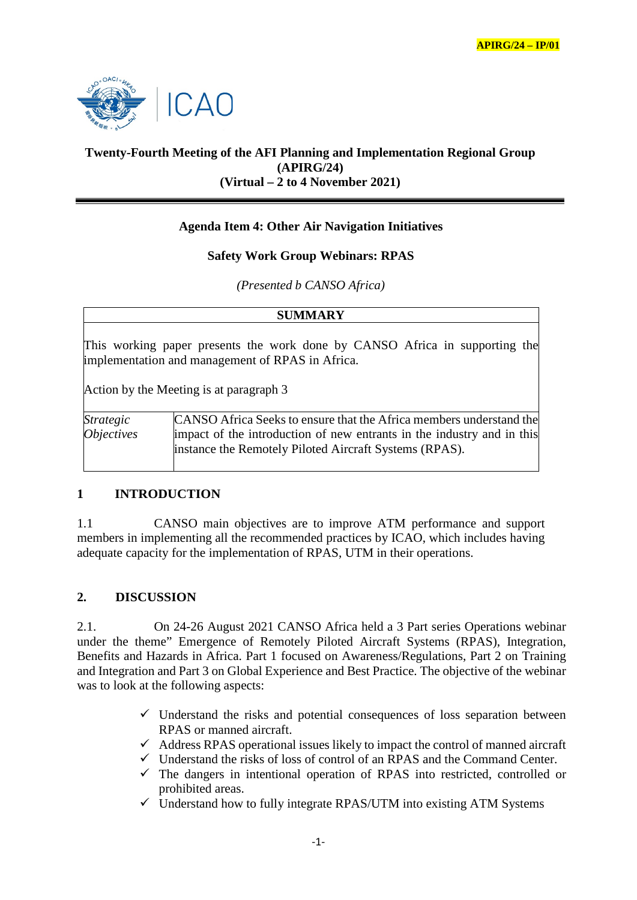**APIRG/24 – IP/01**

**Twenty-Fourth Meeting of the AFI Planning and Implementation Regional Group (APIRG/24)**
**(Virtual – 2 to 4 November 2021)**

---

**Agenda Item 4: Other Air Navigation Initiatives**

**Safety Work Group Webinars: RPAS**

*(Presented b CANSO Africa)*

| **SUMMARY** | |
|---|---|
| This working paper presents the work done by CANSO Africa in supporting the implementation and management of RPAS in Africa.<br><br>Action by the Meeting is at paragraph 3 | |
| *Strategic Objectives* | CANSO Africa Seeks to ensure that the Africa members understand the impact of the introduction of new entrants in the industry and in this instance the Remotely Piloted Aircraft Systems (RPAS). |

## 1 INTRODUCTION

1.1 CANSO main objectives are to improve ATM performance and support members in implementing all the recommended practices by ICAO, which includes having adequate capacity for the implementation of RPAS, UTM in their operations.

## 2. DISCUSSION

2.1. On 24-26 August 2021 CANSO Africa held a 3 Part series Operations webinar under the theme" Emergence of Remotely Piloted Aircraft Systems (RPAS), Integration, Benefits and Hazards in Africa. Part 1 focused on Awareness/Regulations, Part 2 on Training and Integration and Part 3 on Global Experience and Best Practice. The objective of the webinar was to look at the following aspects:

- ✓ Understand the risks and potential consequences of loss separation between RPAS or manned aircraft.
- ✓ Address RPAS operational issues likely to impact the control of manned aircraft
- ✓ Understand the risks of loss of control of an RPAS and the Command Center.
- ✓ The dangers in intentional operation of RPAS into restricted, controlled or prohibited areas.
- ✓ Understand how to fully integrate RPAS/UTM into existing ATM Systems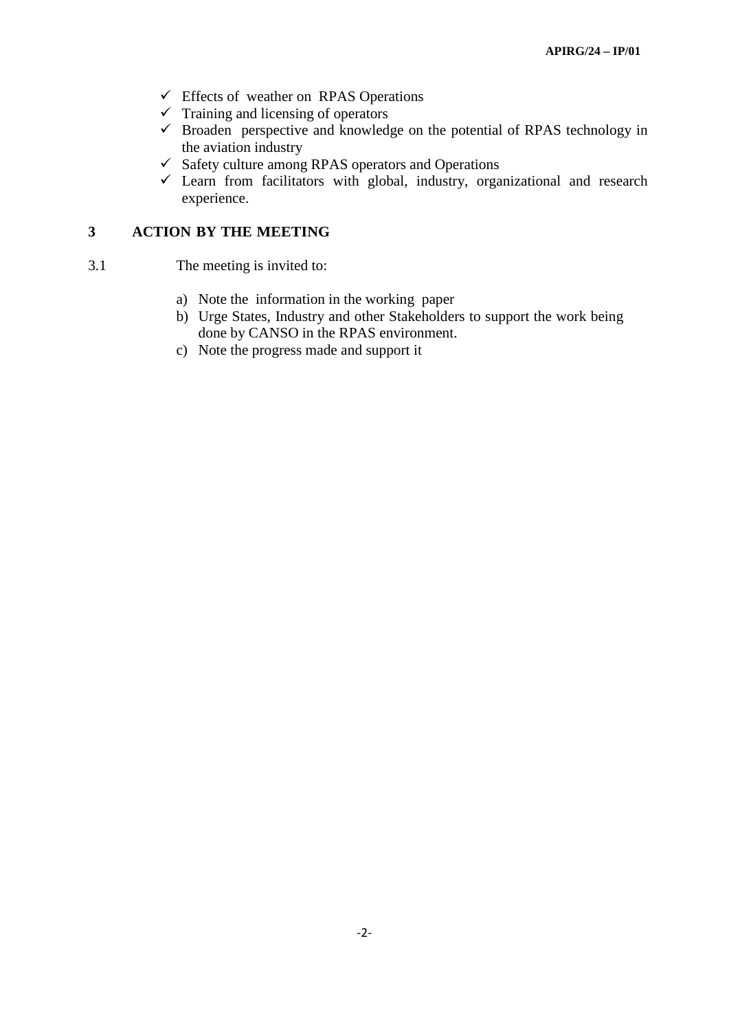- ✓ Effects of weather on RPAS Operations
- ✓ Training and licensing of operators
- ✓ Broaden perspective and knowledge on the potential of RPAS technology in the aviation industry
- ✓ Safety culture among RPAS operators and Operations
- ✓ Learn from facilitators with global, industry, organizational and research experience.

## 3 ACTION BY THE MEETING

3.1 The meeting is invited to:

a) Note the information in the working paper
b) Urge States, Industry and other Stakeholders to support the work being done by CANSO in the RPAS environment.
c) Note the progress made and support it